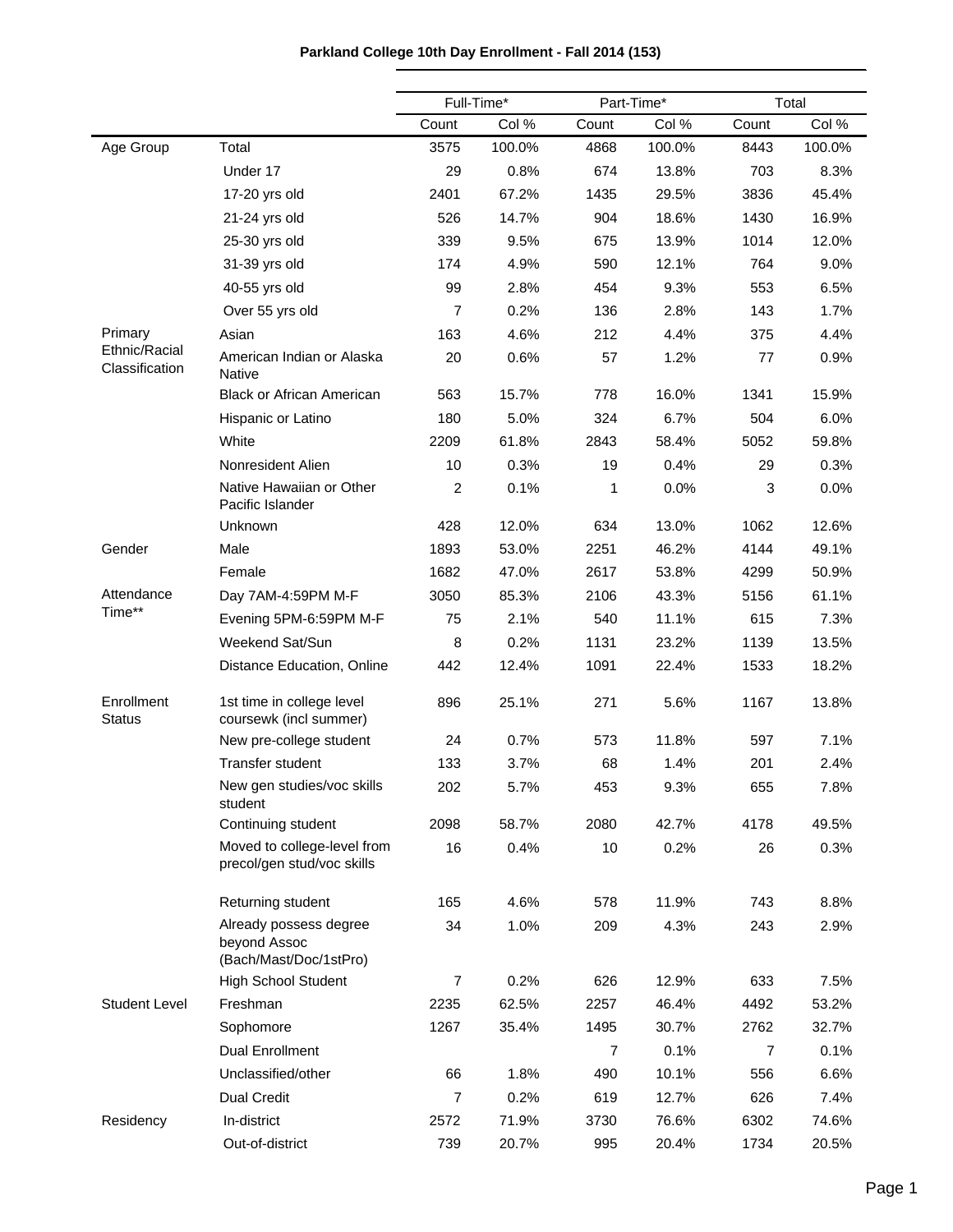# Parkland College 10th Day Enrollment - Fall 2014 (153)

| | | Full-Time* | | Part-Time* | | Total | |
|---|---|---|---|---|---|---|---|
| | | Count | Col % | Count | Col % | Count | Col % |
| Age Group | Total | 3575 | 100.0% | 4868 | 100.0% | 8443 | 100.0% |
| | Under 17 | 29 | 0.8% | 674 | 13.8% | 703 | 8.3% |
| | 17-20 yrs old | 2401 | 67.2% | 1435 | 29.5% | 3836 | 45.4% |
| | 21-24 yrs old | 526 | 14.7% | 904 | 18.6% | 1430 | 16.9% |
| | 25-30 yrs old | 339 | 9.5% | 675 | 13.9% | 1014 | 12.0% |
| | 31-39 yrs old | 174 | 4.9% | 590 | 12.1% | 764 | 9.0% |
| | 40-55 yrs old | 99 | 2.8% | 454 | 9.3% | 553 | 6.5% |
| | Over 55 yrs old | 7 | 0.2% | 136 | 2.8% | 143 | 1.7% |
| Primary Ethnic/Racial Classification | Asian | 163 | 4.6% | 212 | 4.4% | 375 | 4.4% |
| | American Indian or Alaska Native | 20 | 0.6% | 57 | 1.2% | 77 | 0.9% |
| | Black or African American | 563 | 15.7% | 778 | 16.0% | 1341 | 15.9% |
| | Hispanic or Latino | 180 | 5.0% | 324 | 6.7% | 504 | 6.0% |
| | White | 2209 | 61.8% | 2843 | 58.4% | 5052 | 59.8% |
| | Nonresident Alien | 10 | 0.3% | 19 | 0.4% | 29 | 0.3% |
| | Native Hawaiian or Other Pacific Islander | 2 | 0.1% | 1 | 0.0% | 3 | 0.0% |
| | Unknown | 428 | 12.0% | 634 | 13.0% | 1062 | 12.6% |
| Gender | Male | 1893 | 53.0% | 2251 | 46.2% | 4144 | 49.1% |
| | Female | 1682 | 47.0% | 2617 | 53.8% | 4299 | 50.9% |
| Attendance Time** | Day 7AM-4:59PM M-F | 3050 | 85.3% | 2106 | 43.3% | 5156 | 61.1% |
| | Evening 5PM-6:59PM M-F | 75 | 2.1% | 540 | 11.1% | 615 | 7.3% |
| | Weekend Sat/Sun | 8 | 0.2% | 1131 | 23.2% | 1139 | 13.5% |
| | Distance Education, Online | 442 | 12.4% | 1091 | 22.4% | 1533 | 18.2% |
| Enrollment Status | 1st time in college level coursewk (incl summer) | 896 | 25.1% | 271 | 5.6% | 1167 | 13.8% |
| | New pre-college student | 24 | 0.7% | 573 | 11.8% | 597 | 7.1% |
| | Transfer student | 133 | 3.7% | 68 | 1.4% | 201 | 2.4% |
| | New gen studies/voc skills student | 202 | 5.7% | 453 | 9.3% | 655 | 7.8% |
| | Continuing student | 2098 | 58.7% | 2080 | 42.7% | 4178 | 49.5% |
| | Moved to college-level from precol/gen stud/voc skills | 16 | 0.4% | 10 | 0.2% | 26 | 0.3% |
| | Returning student | 165 | 4.6% | 578 | 11.9% | 743 | 8.8% |
| | Already possess degree beyond Assoc (Bach/Mast/Doc/1stPro) | 34 | 1.0% | 209 | 4.3% | 243 | 2.9% |
| | High School Student | 7 | 0.2% | 626 | 12.9% | 633 | 7.5% |
| Student Level | Freshman | 2235 | 62.5% | 2257 | 46.4% | 4492 | 53.2% |
| | Sophomore | 1267 | 35.4% | 1495 | 30.7% | 2762 | 32.7% |
| | Dual Enrollment | | | 7 | 0.1% | 7 | 0.1% |
| | Unclassified/other | 66 | 1.8% | 490 | 10.1% | 556 | 6.6% |
| | Dual Credit | 7 | 0.2% | 619 | 12.7% | 626 | 7.4% |
| Residency | In-district | 2572 | 71.9% | 3730 | 76.6% | 6302 | 74.6% |
| | Out-of-district | 739 | 20.7% | 995 | 20.4% | 1734 | 20.5% |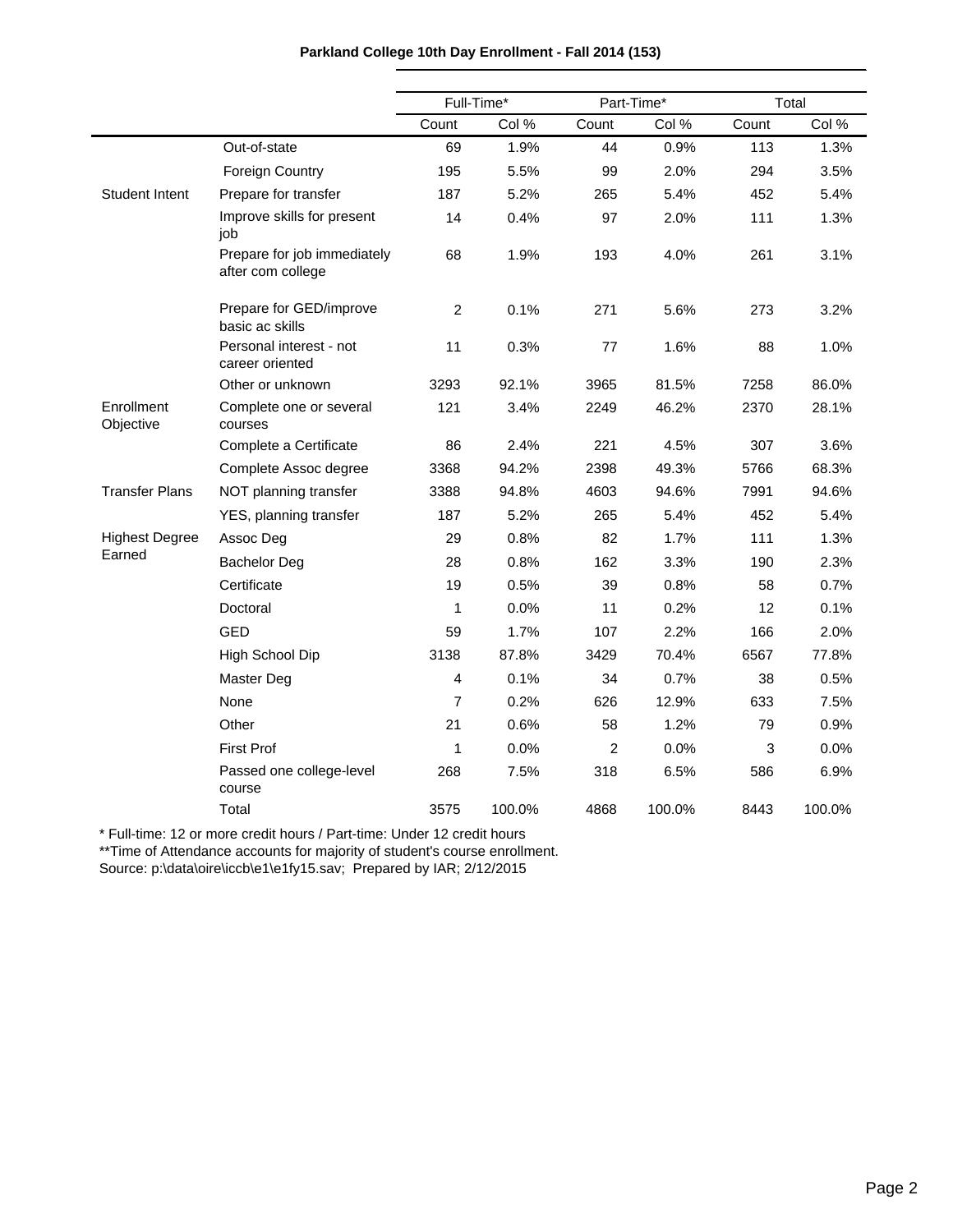**Parkland College 10th Day Enrollment - Fall 2014 (153)**

| | | Full-Time* | | Part-Time* | | Total | |
|---|---|---|---|---|---|---|---|
| | | Count | Col % | Count | Col % | Count | Col % |
| | Out-of-state | 69 | 1.9% | 44 | 0.9% | 113 | 1.3% |
| | Foreign Country | 195 | 5.5% | 99 | 2.0% | 294 | 3.5% |
| Student Intent | Prepare for transfer | 187 | 5.2% | 265 | 5.4% | 452 | 5.4% |
| | Improve skills for present job | 14 | 0.4% | 97 | 2.0% | 111 | 1.3% |
| | Prepare for job immediately after com college | 68 | 1.9% | 193 | 4.0% | 261 | 3.1% |
| | Prepare for GED/improve basic ac skills | 2 | 0.1% | 271 | 5.6% | 273 | 3.2% |
| | Personal interest - not career oriented | 11 | 0.3% | 77 | 1.6% | 88 | 1.0% |
| | Other or unknown | 3293 | 92.1% | 3965 | 81.5% | 7258 | 86.0% |
| Enrollment Objective | Complete one or several courses | 121 | 3.4% | 2249 | 46.2% | 2370 | 28.1% |
| | Complete a Certificate | 86 | 2.4% | 221 | 4.5% | 307 | 3.6% |
| | Complete Assoc degree | 3368 | 94.2% | 2398 | 49.3% | 5766 | 68.3% |
| Transfer Plans | NOT planning transfer | 3388 | 94.8% | 4603 | 94.6% | 7991 | 94.6% |
| | YES, planning transfer | 187 | 5.2% | 265 | 5.4% | 452 | 5.4% |
| Highest Degree Earned | Assoc Deg | 29 | 0.8% | 82 | 1.7% | 111 | 1.3% |
| | Bachelor Deg | 28 | 0.8% | 162 | 3.3% | 190 | 2.3% |
| | Certificate | 19 | 0.5% | 39 | 0.8% | 58 | 0.7% |
| | Doctoral | 1 | 0.0% | 11 | 0.2% | 12 | 0.1% |
| | GED | 59 | 1.7% | 107 | 2.2% | 166 | 2.0% |
| | High School Dip | 3138 | 87.8% | 3429 | 70.4% | 6567 | 77.8% |
| | Master Deg | 4 | 0.1% | 34 | 0.7% | 38 | 0.5% |
| | None | 7 | 0.2% | 626 | 12.9% | 633 | 7.5% |
| | Other | 21 | 0.6% | 58 | 1.2% | 79 | 0.9% |
| | First Prof | 1 | 0.0% | 2 | 0.0% | 3 | 0.0% |
| | Passed one college-level course | 268 | 7.5% | 318 | 6.5% | 586 | 6.9% |
| | Total | 3575 | 100.0% | 4868 | 100.0% | 8443 | 100.0% |

* Full-time: 12 or more credit hours / Part-time: Under 12 credit hours
**Time of Attendance accounts for majority of student's course enrollment.
Source: p:\data\oire\iccb\e1\e1fy15.sav; Prepared by IAR; 2/12/2015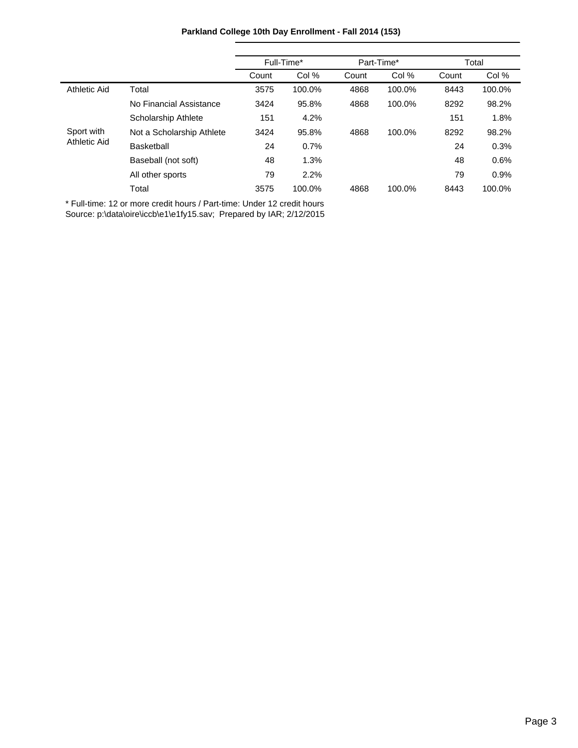**Parkland College 10th Day Enrollment - Fall 2014 (153)**

| | | Full-Time* | | Part-Time* | | Total | |
|---|---|---|---|---|---|---|---|
| | | Count | Col % | Count | Col % | Count | Col % |
| Athletic Aid | Total | 3575 | 100.0% | 4868 | 100.0% | 8443 | 100.0% |
| | No Financial Assistance | 3424 | 95.8% | 4868 | 100.0% | 8292 | 98.2% |
| | Scholarship Athlete | 151 | 4.2% | | | 151 | 1.8% |
| Sport with Athletic Aid | Not a Scholarship Athlete | 3424 | 95.8% | 4868 | 100.0% | 8292 | 98.2% |
| | Basketball | 24 | 0.7% | | | 24 | 0.3% |
| | Baseball (not soft) | 48 | 1.3% | | | 48 | 0.6% |
| | All other sports | 79 | 2.2% | | | 79 | 0.9% |
| | Total | 3575 | 100.0% | 4868 | 100.0% | 8443 | 100.0% |

* Full-time: 12 or more credit hours / Part-time: Under 12 credit hours
Source: p:\data\oire\iccb\e1\e1fy15.sav; Prepared by IAR; 2/12/2015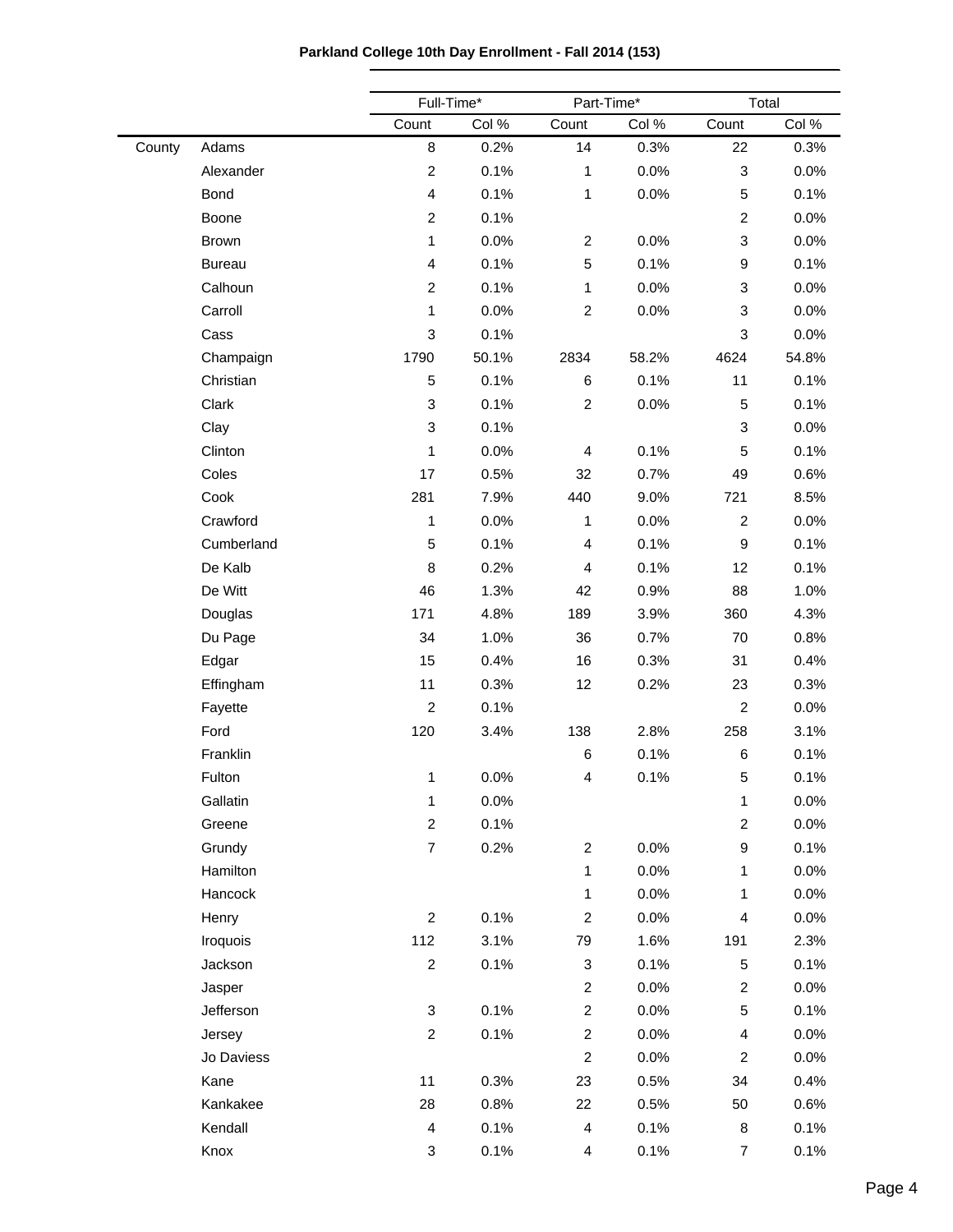**Parkland College 10th Day Enrollment - Fall 2014 (153)**

| | | Full-Time* | | Part-Time* | | Total | |
|---|---|---|---|---|---|---|---|
| | | Count | Col % | Count | Col % | Count | Col % |
| County | Adams | 8 | 0.2% | 14 | 0.3% | 22 | 0.3% |
| | Alexander | 2 | 0.1% | 1 | 0.0% | 3 | 0.0% |
| | Bond | 4 | 0.1% | 1 | 0.0% | 5 | 0.1% |
| | Boone | 2 | 0.1% | | | 2 | 0.0% |
| | Brown | 1 | 0.0% | 2 | 0.0% | 3 | 0.0% |
| | Bureau | 4 | 0.1% | 5 | 0.1% | 9 | 0.1% |
| | Calhoun | 2 | 0.1% | 1 | 0.0% | 3 | 0.0% |
| | Carroll | 1 | 0.0% | 2 | 0.0% | 3 | 0.0% |
| | Cass | 3 | 0.1% | | | 3 | 0.0% |
| | Champaign | 1790 | 50.1% | 2834 | 58.2% | 4624 | 54.8% |
| | Christian | 5 | 0.1% | 6 | 0.1% | 11 | 0.1% |
| | Clark | 3 | 0.1% | 2 | 0.0% | 5 | 0.1% |
| | Clay | 3 | 0.1% | | | 3 | 0.0% |
| | Clinton | 1 | 0.0% | 4 | 0.1% | 5 | 0.1% |
| | Coles | 17 | 0.5% | 32 | 0.7% | 49 | 0.6% |
| | Cook | 281 | 7.9% | 440 | 9.0% | 721 | 8.5% |
| | Crawford | 1 | 0.0% | 1 | 0.0% | 2 | 0.0% |
| | Cumberland | 5 | 0.1% | 4 | 0.1% | 9 | 0.1% |
| | De Kalb | 8 | 0.2% | 4 | 0.1% | 12 | 0.1% |
| | De Witt | 46 | 1.3% | 42 | 0.9% | 88 | 1.0% |
| | Douglas | 171 | 4.8% | 189 | 3.9% | 360 | 4.3% |
| | Du Page | 34 | 1.0% | 36 | 0.7% | 70 | 0.8% |
| | Edgar | 15 | 0.4% | 16 | 0.3% | 31 | 0.4% |
| | Effingham | 11 | 0.3% | 12 | 0.2% | 23 | 0.3% |
| | Fayette | 2 | 0.1% | | | 2 | 0.0% |
| | Ford | 120 | 3.4% | 138 | 2.8% | 258 | 3.1% |
| | Franklin | | | 6 | 0.1% | 6 | 0.1% |
| | Fulton | 1 | 0.0% | 4 | 0.1% | 5 | 0.1% |
| | Gallatin | 1 | 0.0% | | | 1 | 0.0% |
| | Greene | 2 | 0.1% | | | 2 | 0.0% |
| | Grundy | 7 | 0.2% | 2 | 0.0% | 9 | 0.1% |
| | Hamilton | | | 1 | 0.0% | 1 | 0.0% |
| | Hancock | | | 1 | 0.0% | 1 | 0.0% |
| | Henry | 2 | 0.1% | 2 | 0.0% | 4 | 0.0% |
| | Iroquois | 112 | 3.1% | 79 | 1.6% | 191 | 2.3% |
| | Jackson | 2 | 0.1% | 3 | 0.1% | 5 | 0.1% |
| | Jasper | | | 2 | 0.0% | 2 | 0.0% |
| | Jefferson | 3 | 0.1% | 2 | 0.0% | 5 | 0.1% |
| | Jersey | 2 | 0.1% | 2 | 0.0% | 4 | 0.0% |
| | Jo Daviess | | | 2 | 0.0% | 2 | 0.0% |
| | Kane | 11 | 0.3% | 23 | 0.5% | 34 | 0.4% |
| | Kankakee | 28 | 0.8% | 22 | 0.5% | 50 | 0.6% |
| | Kendall | 4 | 0.1% | 4 | 0.1% | 8 | 0.1% |
| | Knox | 3 | 0.1% | 4 | 0.1% | 7 | 0.1% |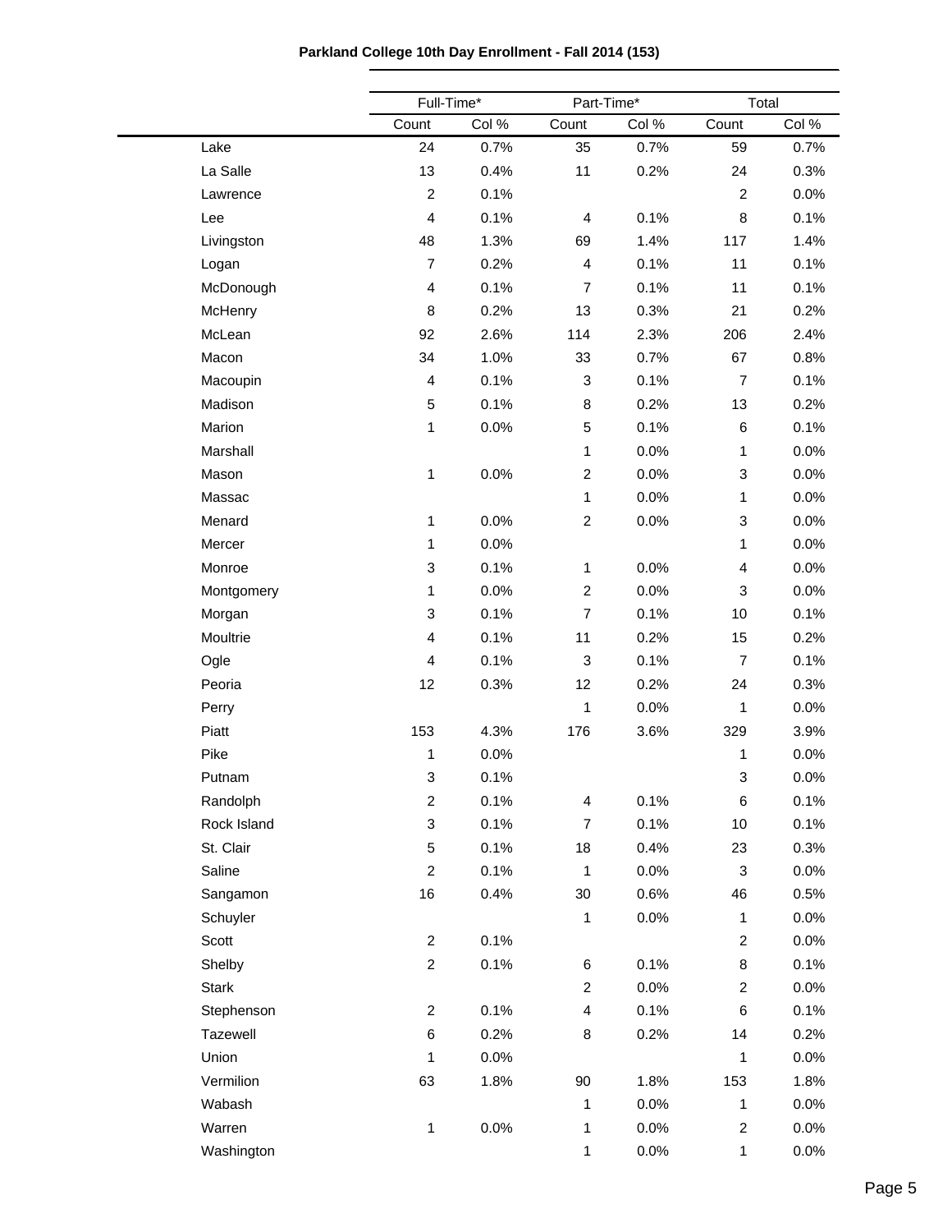**Parkland College 10th Day Enrollment - Fall 2014 (153)**

| | Full-Time* | | Part-Time* | | Total | |
|---|---|---|---|---|---|---|
| | Count | Col % | Count | Col % | Count | Col % |
| Lake | 24 | 0.7% | 35 | 0.7% | 59 | 0.7% |
| La Salle | 13 | 0.4% | 11 | 0.2% | 24 | 0.3% |
| Lawrence | 2 | 0.1% | | | 2 | 0.0% |
| Lee | 4 | 0.1% | 4 | 0.1% | 8 | 0.1% |
| Livingston | 48 | 1.3% | 69 | 1.4% | 117 | 1.4% |
| Logan | 7 | 0.2% | 4 | 0.1% | 11 | 0.1% |
| McDonough | 4 | 0.1% | 7 | 0.1% | 11 | 0.1% |
| McHenry | 8 | 0.2% | 13 | 0.3% | 21 | 0.2% |
| McLean | 92 | 2.6% | 114 | 2.3% | 206 | 2.4% |
| Macon | 34 | 1.0% | 33 | 0.7% | 67 | 0.8% |
| Macoupin | 4 | 0.1% | 3 | 0.1% | 7 | 0.1% |
| Madison | 5 | 0.1% | 8 | 0.2% | 13 | 0.2% |
| Marion | 1 | 0.0% | 5 | 0.1% | 6 | 0.1% |
| Marshall | | | 1 | 0.0% | 1 | 0.0% |
| Mason | 1 | 0.0% | 2 | 0.0% | 3 | 0.0% |
| Massac | | | 1 | 0.0% | 1 | 0.0% |
| Menard | 1 | 0.0% | 2 | 0.0% | 3 | 0.0% |
| Mercer | 1 | 0.0% | | | 1 | 0.0% |
| Monroe | 3 | 0.1% | 1 | 0.0% | 4 | 0.0% |
| Montgomery | 1 | 0.0% | 2 | 0.0% | 3 | 0.0% |
| Morgan | 3 | 0.1% | 7 | 0.1% | 10 | 0.1% |
| Moultrie | 4 | 0.1% | 11 | 0.2% | 15 | 0.2% |
| Ogle | 4 | 0.1% | 3 | 0.1% | 7 | 0.1% |
| Peoria | 12 | 0.3% | 12 | 0.2% | 24 | 0.3% |
| Perry | | | 1 | 0.0% | 1 | 0.0% |
| Piatt | 153 | 4.3% | 176 | 3.6% | 329 | 3.9% |
| Pike | 1 | 0.0% | | | 1 | 0.0% |
| Putnam | 3 | 0.1% | | | 3 | 0.0% |
| Randolph | 2 | 0.1% | 4 | 0.1% | 6 | 0.1% |
| Rock Island | 3 | 0.1% | 7 | 0.1% | 10 | 0.1% |
| St. Clair | 5 | 0.1% | 18 | 0.4% | 23 | 0.3% |
| Saline | 2 | 0.1% | 1 | 0.0% | 3 | 0.0% |
| Sangamon | 16 | 0.4% | 30 | 0.6% | 46 | 0.5% |
| Schuyler | | | 1 | 0.0% | 1 | 0.0% |
| Scott | 2 | 0.1% | | | 2 | 0.0% |
| Shelby | 2 | 0.1% | 6 | 0.1% | 8 | 0.1% |
| Stark | | | 2 | 0.0% | 2 | 0.0% |
| Stephenson | 2 | 0.1% | 4 | 0.1% | 6 | 0.1% |
| Tazewell | 6 | 0.2% | 8 | 0.2% | 14 | 0.2% |
| Union | 1 | 0.0% | | | 1 | 0.0% |
| Vermilion | 63 | 1.8% | 90 | 1.8% | 153 | 1.8% |
| Wabash | | | 1 | 0.0% | 1 | 0.0% |
| Warren | 1 | 0.0% | 1 | 0.0% | 2 | 0.0% |
| Washington | | | 1 | 0.0% | 1 | 0.0% |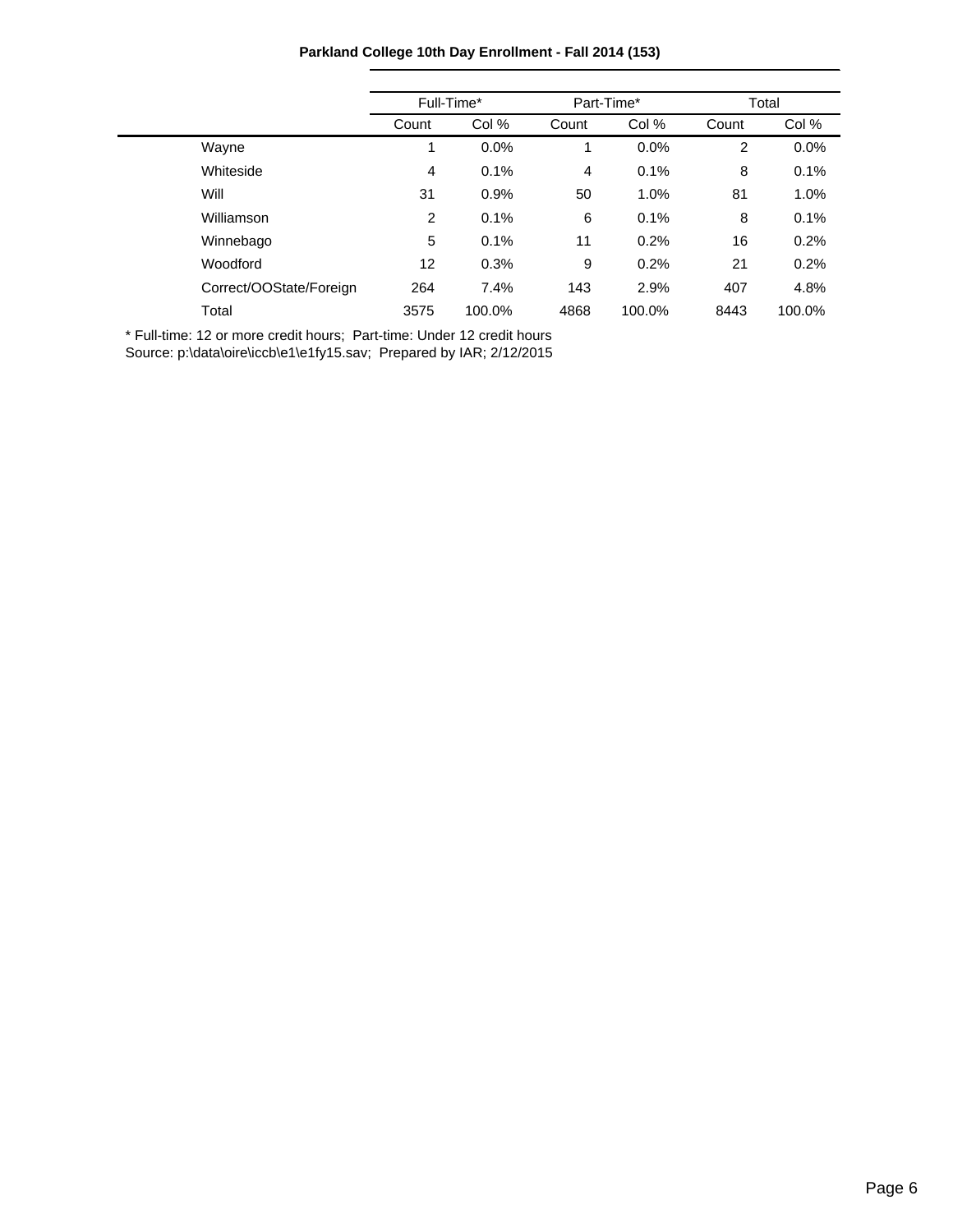**Parkland College 10th Day Enrollment - Fall 2014 (153)**

| | Full-Time* | | Part-Time* | | Total | |
|---|---|---|---|---|---|---|
| | Count | Col % | Count | Col % | Count | Col % |
| Wayne | 1 | 0.0% | 1 | 0.0% | 2 | 0.0% |
| Whiteside | 4 | 0.1% | 4 | 0.1% | 8 | 0.1% |
| Will | 31 | 0.9% | 50 | 1.0% | 81 | 1.0% |
| Williamson | 2 | 0.1% | 6 | 0.1% | 8 | 0.1% |
| Winnebago | 5 | 0.1% | 11 | 0.2% | 16 | 0.2% |
| Woodford | 12 | 0.3% | 9 | 0.2% | 21 | 0.2% |
| Correct/OOState/Foreign | 264 | 7.4% | 143 | 2.9% | 407 | 4.8% |
| Total | 3575 | 100.0% | 4868 | 100.0% | 8443 | 100.0% |

* Full-time: 12 or more credit hours; Part-time: Under 12 credit hours
Source: p:\data\oire\iccb\e1\e1fy15.sav; Prepared by IAR; 2/12/2015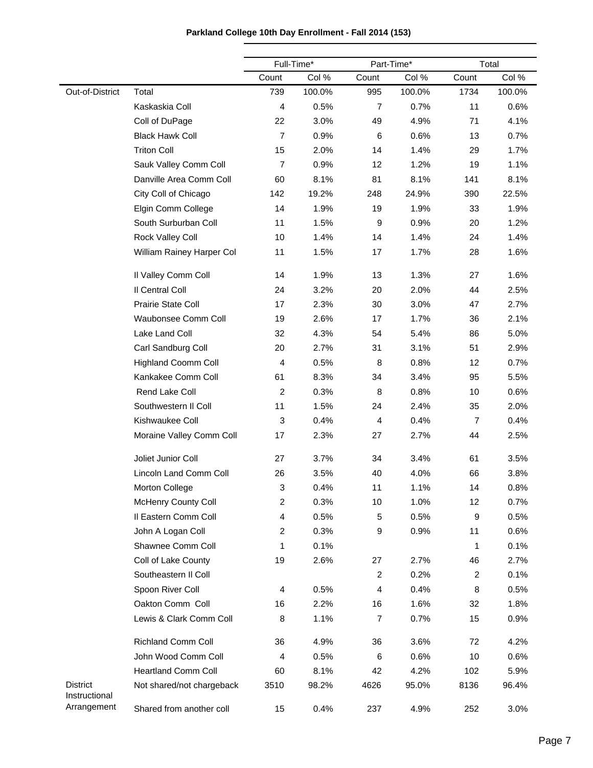**Parkland College 10th Day Enrollment - Fall 2014 (153)**

| | | Full-Time* | | Part-Time* | | Total | |
|---|---|---|---|---|---|---|---|
| | | Count | Col % | Count | Col % | Count | Col % |
| Out-of-District | Total | 739 | 100.0% | 995 | 100.0% | 1734 | 100.0% |
| | Kaskaskia Coll | 4 | 0.5% | 7 | 0.7% | 11 | 0.6% |
| | Coll of DuPage | 22 | 3.0% | 49 | 4.9% | 71 | 4.1% |
| | Black Hawk Coll | 7 | 0.9% | 6 | 0.6% | 13 | 0.7% |
| | Triton Coll | 15 | 2.0% | 14 | 1.4% | 29 | 1.7% |
| | Sauk Valley Comm Coll | 7 | 0.9% | 12 | 1.2% | 19 | 1.1% |
| | Danville Area Comm Coll | 60 | 8.1% | 81 | 8.1% | 141 | 8.1% |
| | City Coll of Chicago | 142 | 19.2% | 248 | 24.9% | 390 | 22.5% |
| | Elgin Comm College | 14 | 1.9% | 19 | 1.9% | 33 | 1.9% |
| | South Surburban Coll | 11 | 1.5% | 9 | 0.9% | 20 | 1.2% |
| | Rock Valley Coll | 10 | 1.4% | 14 | 1.4% | 24 | 1.4% |
| | William Rainey Harper Col | 11 | 1.5% | 17 | 1.7% | 28 | 1.6% |
| | Il Valley Comm Coll | 14 | 1.9% | 13 | 1.3% | 27 | 1.6% |
| | Il Central Coll | 24 | 3.2% | 20 | 2.0% | 44 | 2.5% |
| | Prairie State Coll | 17 | 2.3% | 30 | 3.0% | 47 | 2.7% |
| | Waubonsee Comm Coll | 19 | 2.6% | 17 | 1.7% | 36 | 2.1% |
| | Lake Land Coll | 32 | 4.3% | 54 | 5.4% | 86 | 5.0% |
| | Carl Sandburg Coll | 20 | 2.7% | 31 | 3.1% | 51 | 2.9% |
| | Highland Coomm Coll | 4 | 0.5% | 8 | 0.8% | 12 | 0.7% |
| | Kankakee Comm Coll | 61 | 8.3% | 34 | 3.4% | 95 | 5.5% |
| | Rend Lake Coll | 2 | 0.3% | 8 | 0.8% | 10 | 0.6% |
| | Southwestern Il Coll | 11 | 1.5% | 24 | 2.4% | 35 | 2.0% |
| | Kishwaukee Coll | 3 | 0.4% | 4 | 0.4% | 7 | 0.4% |
| | Moraine Valley Comm Coll | 17 | 2.3% | 27 | 2.7% | 44 | 2.5% |
| | Joliet Junior Coll | 27 | 3.7% | 34 | 3.4% | 61 | 3.5% |
| | Lincoln Land Comm Coll | 26 | 3.5% | 40 | 4.0% | 66 | 3.8% |
| | Morton College | 3 | 0.4% | 11 | 1.1% | 14 | 0.8% |
| | McHenry County Coll | 2 | 0.3% | 10 | 1.0% | 12 | 0.7% |
| | Il Eastern Comm Coll | 4 | 0.5% | 5 | 0.5% | 9 | 0.5% |
| | John A Logan Coll | 2 | 0.3% | 9 | 0.9% | 11 | 0.6% |
| | Shawnee Comm Coll | 1 | 0.1% | | | 1 | 0.1% |
| | Coll of Lake County | 19 | 2.6% | 27 | 2.7% | 46 | 2.7% |
| | Southeastern Il Coll | | | 2 | 0.2% | 2 | 0.1% |
| | Spoon River Coll | 4 | 0.5% | 4 | 0.4% | 8 | 0.5% |
| | Oakton Comm Coll | 16 | 2.2% | 16 | 1.6% | 32 | 1.8% |
| | Lewis & Clark Comm Coll | 8 | 1.1% | 7 | 0.7% | 15 | 0.9% |
| | Richland Comm Coll | 36 | 4.9% | 36 | 3.6% | 72 | 4.2% |
| | John Wood Comm Coll | 4 | 0.5% | 6 | 0.6% | 10 | 0.6% |
| | Heartland Comm Coll | 60 | 8.1% | 42 | 4.2% | 102 | 5.9% |
| District Instructional Arrangement | Not shared/not chargeback | 3510 | 98.2% | 4626 | 95.0% | 8136 | 96.4% |
| | Shared from another coll | 15 | 0.4% | 237 | 4.9% | 252 | 3.0% |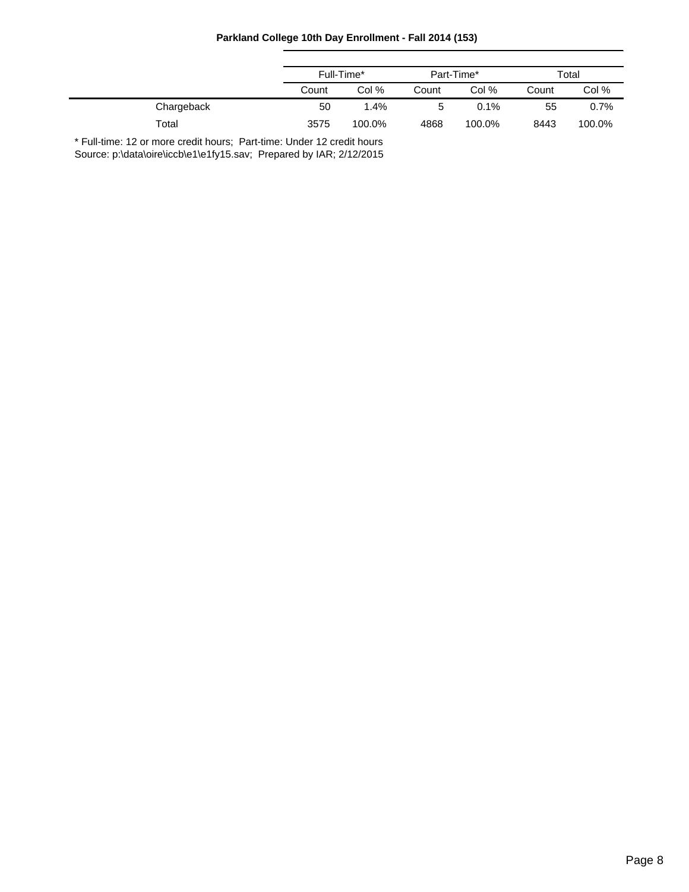**Parkland College 10th Day Enrollment - Fall 2014 (153)**

| | Full-Time* | | Part-Time* | | Total | |
|---|---|---|---|---|---|---|
| | Count | Col % | Count | Col % | Count | Col % |
| Chargeback | 50 | 1.4% | 5 | 0.1% | 55 | 0.7% |
| Total | 3575 | 100.0% | 4868 | 100.0% | 8443 | 100.0% |

* Full-time: 12 or more credit hours; Part-time: Under 12 credit hours
Source: p:\data\oire\iccb\e1\e1fy15.sav; Prepared by IAR; 2/12/2015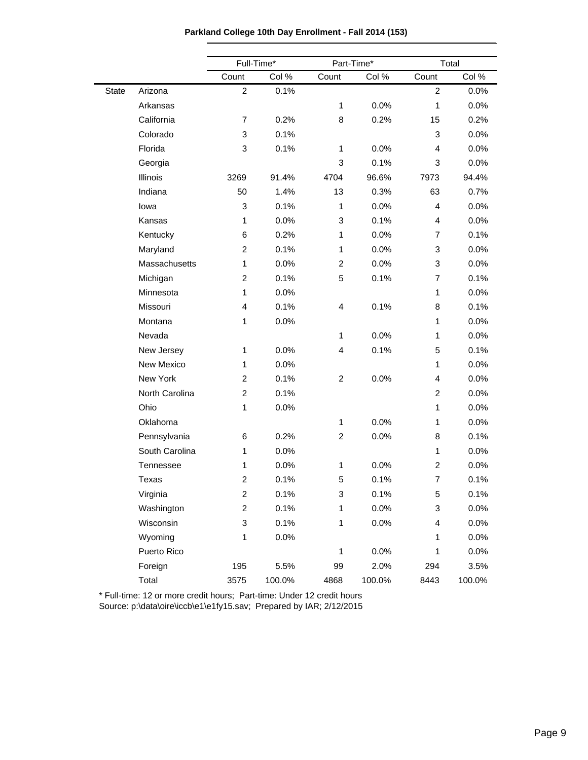**Parkland College 10th Day Enrollment - Fall 2014 (153)**

| | | Full-Time* | | Part-Time* | | Total | |
|---|---|---|---|---|---|---|---|
| | | Count | Col % | Count | Col % | Count | Col % |
| State | Arizona | 2 | 0.1% | | | 2 | 0.0% |
| | Arkansas | | | 1 | 0.0% | 1 | 0.0% |
| | California | 7 | 0.2% | 8 | 0.2% | 15 | 0.2% |
| | Colorado | 3 | 0.1% | | | 3 | 0.0% |
| | Florida | 3 | 0.1% | 1 | 0.0% | 4 | 0.0% |
| | Georgia | | | 3 | 0.1% | 3 | 0.0% |
| | Illinois | 3269 | 91.4% | 4704 | 96.6% | 7973 | 94.4% |
| | Indiana | 50 | 1.4% | 13 | 0.3% | 63 | 0.7% |
| | Iowa | 3 | 0.1% | 1 | 0.0% | 4 | 0.0% |
| | Kansas | 1 | 0.0% | 3 | 0.1% | 4 | 0.0% |
| | Kentucky | 6 | 0.2% | 1 | 0.0% | 7 | 0.1% |
| | Maryland | 2 | 0.1% | 1 | 0.0% | 3 | 0.0% |
| | Massachusetts | 1 | 0.0% | 2 | 0.0% | 3 | 0.0% |
| | Michigan | 2 | 0.1% | 5 | 0.1% | 7 | 0.1% |
| | Minnesota | 1 | 0.0% | | | 1 | 0.0% |
| | Missouri | 4 | 0.1% | 4 | 0.1% | 8 | 0.1% |
| | Montana | 1 | 0.0% | | | 1 | 0.0% |
| | Nevada | | | 1 | 0.0% | 1 | 0.0% |
| | New Jersey | 1 | 0.0% | 4 | 0.1% | 5 | 0.1% |
| | New Mexico | 1 | 0.0% | | | 1 | 0.0% |
| | New York | 2 | 0.1% | 2 | 0.0% | 4 | 0.0% |
| | North Carolina | 2 | 0.1% | | | 2 | 0.0% |
| | Ohio | 1 | 0.0% | | | 1 | 0.0% |
| | Oklahoma | | | 1 | 0.0% | 1 | 0.0% |
| | Pennsylvania | 6 | 0.2% | 2 | 0.0% | 8 | 0.1% |
| | South Carolina | 1 | 0.0% | | | 1 | 0.0% |
| | Tennessee | 1 | 0.0% | 1 | 0.0% | 2 | 0.0% |
| | Texas | 2 | 0.1% | 5 | 0.1% | 7 | 0.1% |
| | Virginia | 2 | 0.1% | 3 | 0.1% | 5 | 0.1% |
| | Washington | 2 | 0.1% | 1 | 0.0% | 3 | 0.0% |
| | Wisconsin | 3 | 0.1% | 1 | 0.0% | 4 | 0.0% |
| | Wyoming | 1 | 0.0% | | | 1 | 0.0% |
| | Puerto Rico | | | 1 | 0.0% | 1 | 0.0% |
| | Foreign | 195 | 5.5% | 99 | 2.0% | 294 | 3.5% |
| | Total | 3575 | 100.0% | 4868 | 100.0% | 8443 | 100.0% |

* Full-time: 12 or more credit hours; Part-time: Under 12 credit hours
Source: p:\data\oire\iccb\e1\e1fy15.sav; Prepared by IAR; 2/12/2015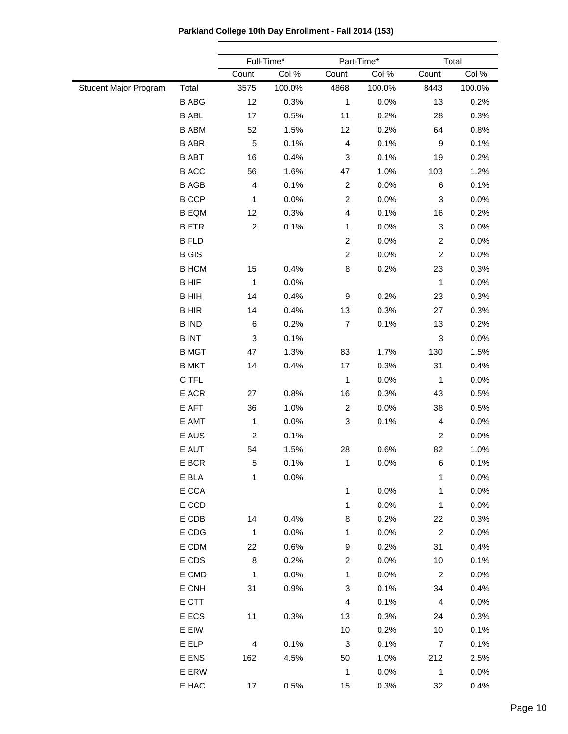**Parkland College 10th Day Enrollment - Fall 2014 (153)**

| | | Full-Time* | | Part-Time* | | Total | |
|---|---|---|---|---|---|---|---|
| | | Count | Col % | Count | Col % | Count | Col % |
| Student Major Program | Total | 3575 | 100.0% | 4868 | 100.0% | 8443 | 100.0% |
| | B ABG | 12 | 0.3% | 1 | 0.0% | 13 | 0.2% |
| | B ABL | 17 | 0.5% | 11 | 0.2% | 28 | 0.3% |
| | B ABM | 52 | 1.5% | 12 | 0.2% | 64 | 0.8% |
| | B ABR | 5 | 0.1% | 4 | 0.1% | 9 | 0.1% |
| | B ABT | 16 | 0.4% | 3 | 0.1% | 19 | 0.2% |
| | B ACC | 56 | 1.6% | 47 | 1.0% | 103 | 1.2% |
| | B AGB | 4 | 0.1% | 2 | 0.0% | 6 | 0.1% |
| | B CCP | 1 | 0.0% | 2 | 0.0% | 3 | 0.0% |
| | B EQM | 12 | 0.3% | 4 | 0.1% | 16 | 0.2% |
| | B ETR | 2 | 0.1% | 1 | 0.0% | 3 | 0.0% |
| | B FLD | | | 2 | 0.0% | 2 | 0.0% |
| | B GIS | | | 2 | 0.0% | 2 | 0.0% |
| | B HCM | 15 | 0.4% | 8 | 0.2% | 23 | 0.3% |
| | B HIF | 1 | 0.0% | | | 1 | 0.0% |
| | B HIH | 14 | 0.4% | 9 | 0.2% | 23 | 0.3% |
| | B HIR | 14 | 0.4% | 13 | 0.3% | 27 | 0.3% |
| | B IND | 6 | 0.2% | 7 | 0.1% | 13 | 0.2% |
| | B INT | 3 | 0.1% | | | 3 | 0.0% |
| | B MGT | 47 | 1.3% | 83 | 1.7% | 130 | 1.5% |
| | B MKT | 14 | 0.4% | 17 | 0.3% | 31 | 0.4% |
| | C TFL | | | 1 | 0.0% | 1 | 0.0% |
| | E ACR | 27 | 0.8% | 16 | 0.3% | 43 | 0.5% |
| | E AFT | 36 | 1.0% | 2 | 0.0% | 38 | 0.5% |
| | E AMT | 1 | 0.0% | 3 | 0.1% | 4 | 0.0% |
| | E AUS | 2 | 0.1% | | | 2 | 0.0% |
| | E AUT | 54 | 1.5% | 28 | 0.6% | 82 | 1.0% |
| | E BCR | 5 | 0.1% | 1 | 0.0% | 6 | 0.1% |
| | E BLA | 1 | 0.0% | | | 1 | 0.0% |
| | E CCA | | | 1 | 0.0% | 1 | 0.0% |
| | E CCD | | | 1 | 0.0% | 1 | 0.0% |
| | E CDB | 14 | 0.4% | 8 | 0.2% | 22 | 0.3% |
| | E CDG | 1 | 0.0% | 1 | 0.0% | 2 | 0.0% |
| | E CDM | 22 | 0.6% | 9 | 0.2% | 31 | 0.4% |
| | E CDS | 8 | 0.2% | 2 | 0.0% | 10 | 0.1% |
| | E CMD | 1 | 0.0% | 1 | 0.0% | 2 | 0.0% |
| | E CNH | 31 | 0.9% | 3 | 0.1% | 34 | 0.4% |
| | E CTT | | | 4 | 0.1% | 4 | 0.0% |
| | E ECS | 11 | 0.3% | 13 | 0.3% | 24 | 0.3% |
| | E EIW | | | 10 | 0.2% | 10 | 0.1% |
| | E ELP | 4 | 0.1% | 3 | 0.1% | 7 | 0.1% |
| | E ENS | 162 | 4.5% | 50 | 1.0% | 212 | 2.5% |
| | E ERW | | | 1 | 0.0% | 1 | 0.0% |
| | E HAC | 17 | 0.5% | 15 | 0.3% | 32 | 0.4% |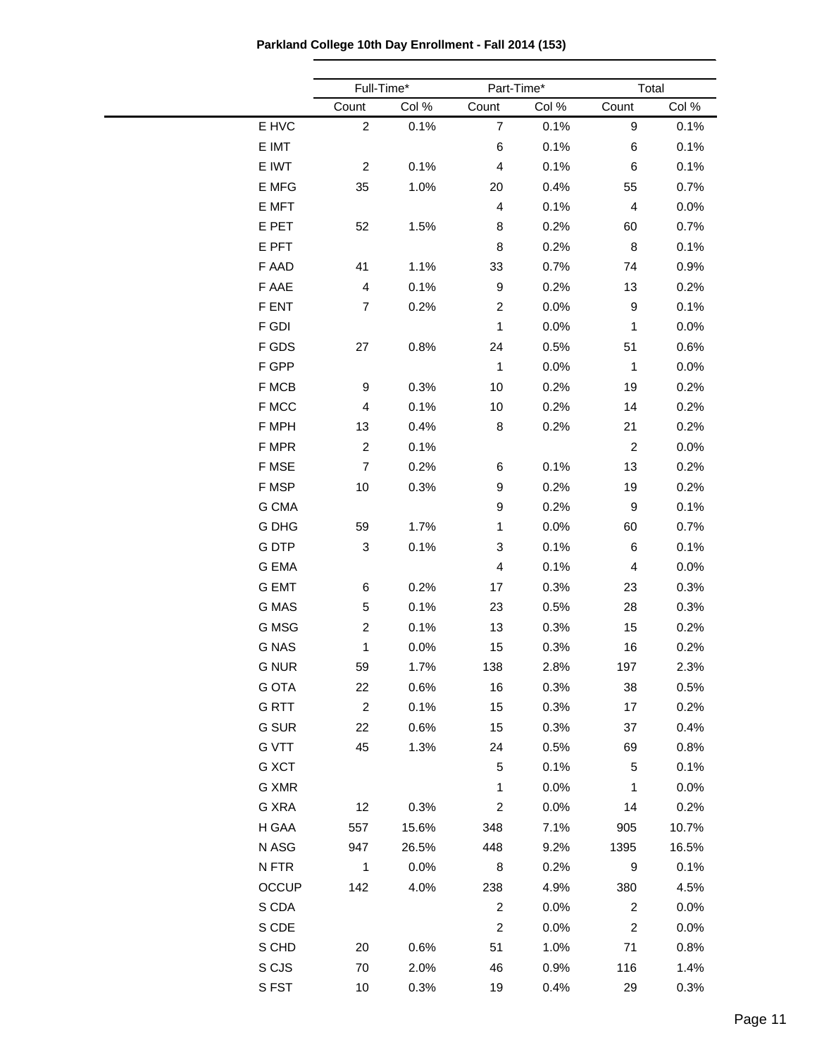**Parkland College 10th Day Enrollment - Fall 2014 (153)**

| | Full-Time* | | Part-Time* | | Total | |
|---|---|---|---|---|---|---|
| | Count | Col % | Count | Col % | Count | Col % |
| E HVC | 2 | 0.1% | 7 | 0.1% | 9 | 0.1% |
| E IMT | | | 6 | 0.1% | 6 | 0.1% |
| E IWT | 2 | 0.1% | 4 | 0.1% | 6 | 0.1% |
| E MFG | 35 | 1.0% | 20 | 0.4% | 55 | 0.7% |
| E MFT | | | 4 | 0.1% | 4 | 0.0% |
| E PET | 52 | 1.5% | 8 | 0.2% | 60 | 0.7% |
| E PFT | | | 8 | 0.2% | 8 | 0.1% |
| F AAD | 41 | 1.1% | 33 | 0.7% | 74 | 0.9% |
| F AAE | 4 | 0.1% | 9 | 0.2% | 13 | 0.2% |
| F ENT | 7 | 0.2% | 2 | 0.0% | 9 | 0.1% |
| F GDI | | | 1 | 0.0% | 1 | 0.0% |
| F GDS | 27 | 0.8% | 24 | 0.5% | 51 | 0.6% |
| F GPP | | | 1 | 0.0% | 1 | 0.0% |
| F MCB | 9 | 0.3% | 10 | 0.2% | 19 | 0.2% |
| F MCC | 4 | 0.1% | 10 | 0.2% | 14 | 0.2% |
| F MPH | 13 | 0.4% | 8 | 0.2% | 21 | 0.2% |
| F MPR | 2 | 0.1% | | | 2 | 0.0% |
| F MSE | 7 | 0.2% | 6 | 0.1% | 13 | 0.2% |
| F MSP | 10 | 0.3% | 9 | 0.2% | 19 | 0.2% |
| G CMA | | | 9 | 0.2% | 9 | 0.1% |
| G DHG | 59 | 1.7% | 1 | 0.0% | 60 | 0.7% |
| G DTP | 3 | 0.1% | 3 | 0.1% | 6 | 0.1% |
| G EMA | | | 4 | 0.1% | 4 | 0.0% |
| G EMT | 6 | 0.2% | 17 | 0.3% | 23 | 0.3% |
| G MAS | 5 | 0.1% | 23 | 0.5% | 28 | 0.3% |
| G MSG | 2 | 0.1% | 13 | 0.3% | 15 | 0.2% |
| G NAS | 1 | 0.0% | 15 | 0.3% | 16 | 0.2% |
| G NUR | 59 | 1.7% | 138 | 2.8% | 197 | 2.3% |
| G OTA | 22 | 0.6% | 16 | 0.3% | 38 | 0.5% |
| G RTT | 2 | 0.1% | 15 | 0.3% | 17 | 0.2% |
| G SUR | 22 | 0.6% | 15 | 0.3% | 37 | 0.4% |
| G VTT | 45 | 1.3% | 24 | 0.5% | 69 | 0.8% |
| G XCT | | | 5 | 0.1% | 5 | 0.1% |
| G XMR | | | 1 | 0.0% | 1 | 0.0% |
| G XRA | 12 | 0.3% | 2 | 0.0% | 14 | 0.2% |
| H GAA | 557 | 15.6% | 348 | 7.1% | 905 | 10.7% |
| N ASG | 947 | 26.5% | 448 | 9.2% | 1395 | 16.5% |
| N FTR | 1 | 0.0% | 8 | 0.2% | 9 | 0.1% |
| OCCUP | 142 | 4.0% | 238 | 4.9% | 380 | 4.5% |
| S CDA | | | 2 | 0.0% | 2 | 0.0% |
| S CDE | | | 2 | 0.0% | 2 | 0.0% |
| S CHD | 20 | 0.6% | 51 | 1.0% | 71 | 0.8% |
| S CJS | 70 | 2.0% | 46 | 0.9% | 116 | 1.4% |
| S FST | 10 | 0.3% | 19 | 0.4% | 29 | 0.3% |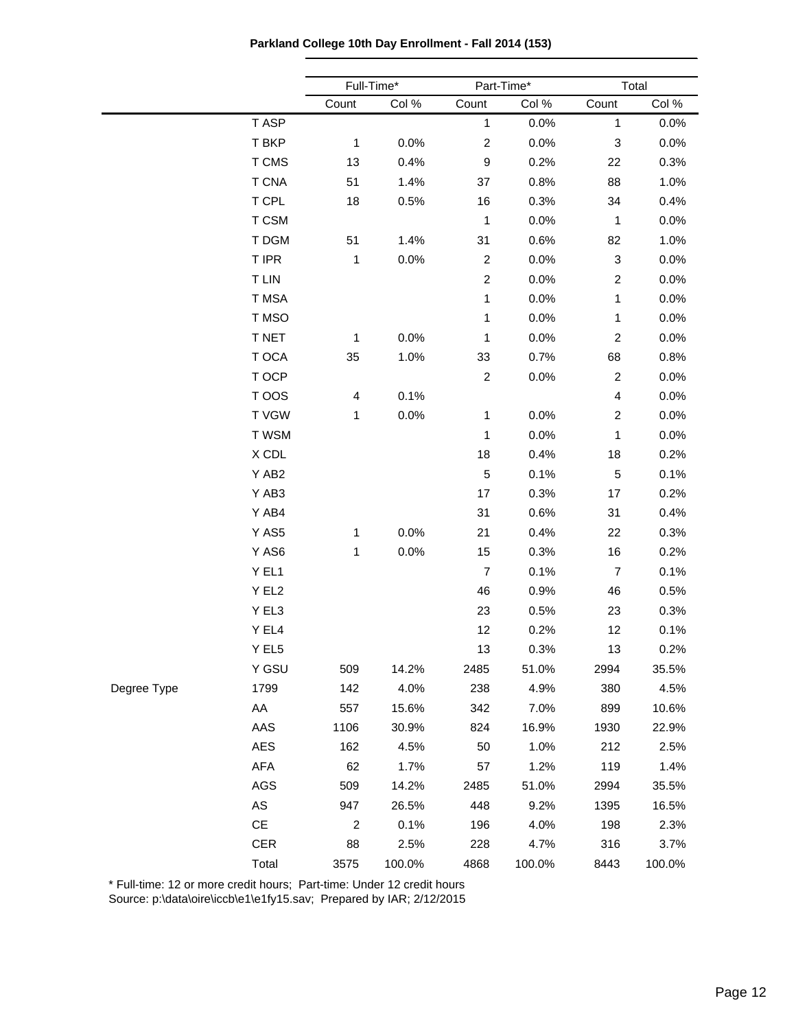**Parkland College 10th Day Enrollment - Fall 2014 (153)**

| | | Full-Time* | | Part-Time* | | Total | |
|---|---|---|---|---|---|---|---|
| | | Count | Col % | Count | Col % | Count | Col % |
| | T ASP | | | 1 | 0.0% | 1 | 0.0% |
| | T BKP | 1 | 0.0% | 2 | 0.0% | 3 | 0.0% |
| | T CMS | 13 | 0.4% | 9 | 0.2% | 22 | 0.3% |
| | T CNA | 51 | 1.4% | 37 | 0.8% | 88 | 1.0% |
| | T CPL | 18 | 0.5% | 16 | 0.3% | 34 | 0.4% |
| | T CSM | | | 1 | 0.0% | 1 | 0.0% |
| | T DGM | 51 | 1.4% | 31 | 0.6% | 82 | 1.0% |
| | T IPR | 1 | 0.0% | 2 | 0.0% | 3 | 0.0% |
| | T LIN | | | 2 | 0.0% | 2 | 0.0% |
| | T MSA | | | 1 | 0.0% | 1 | 0.0% |
| | T MSO | | | 1 | 0.0% | 1 | 0.0% |
| | T NET | 1 | 0.0% | 1 | 0.0% | 2 | 0.0% |
| | T OCA | 35 | 1.0% | 33 | 0.7% | 68 | 0.8% |
| | T OCP | | | 2 | 0.0% | 2 | 0.0% |
| | T OOS | 4 | 0.1% | | | 4 | 0.0% |
| | T VGW | 1 | 0.0% | 1 | 0.0% | 2 | 0.0% |
| | T WSM | | | 1 | 0.0% | 1 | 0.0% |
| | X CDL | | | 18 | 0.4% | 18 | 0.2% |
| | Y AB2 | | | 5 | 0.1% | 5 | 0.1% |
| | Y AB3 | | | 17 | 0.3% | 17 | 0.2% |
| | Y AB4 | | | 31 | 0.6% | 31 | 0.4% |
| | Y AS5 | 1 | 0.0% | 21 | 0.4% | 22 | 0.3% |
| | Y AS6 | 1 | 0.0% | 15 | 0.3% | 16 | 0.2% |
| | Y EL1 | | | 7 | 0.1% | 7 | 0.1% |
| | Y EL2 | | | 46 | 0.9% | 46 | 0.5% |
| | Y EL3 | | | 23 | 0.5% | 23 | 0.3% |
| | Y EL4 | | | 12 | 0.2% | 12 | 0.1% |
| | Y EL5 | | | 13 | 0.3% | 13 | 0.2% |
| | Y GSU | 509 | 14.2% | 2485 | 51.0% | 2994 | 35.5% |
| Degree Type | 1799 | 142 | 4.0% | 238 | 4.9% | 380 | 4.5% |
| | AA | 557 | 15.6% | 342 | 7.0% | 899 | 10.6% |
| | AAS | 1106 | 30.9% | 824 | 16.9% | 1930 | 22.9% |
| | AES | 162 | 4.5% | 50 | 1.0% | 212 | 2.5% |
| | AFA | 62 | 1.7% | 57 | 1.2% | 119 | 1.4% |
| | AGS | 509 | 14.2% | 2485 | 51.0% | 2994 | 35.5% |
| | AS | 947 | 26.5% | 448 | 9.2% | 1395 | 16.5% |
| | CE | 2 | 0.1% | 196 | 4.0% | 198 | 2.3% |
| | CER | 88 | 2.5% | 228 | 4.7% | 316 | 3.7% |
| | Total | 3575 | 100.0% | 4868 | 100.0% | 8443 | 100.0% |

* Full-time: 12 or more credit hours; Part-time: Under 12 credit hours
Source: p:\data\oire\iccb\e1\e1fy15.sav; Prepared by IAR; 2/12/2015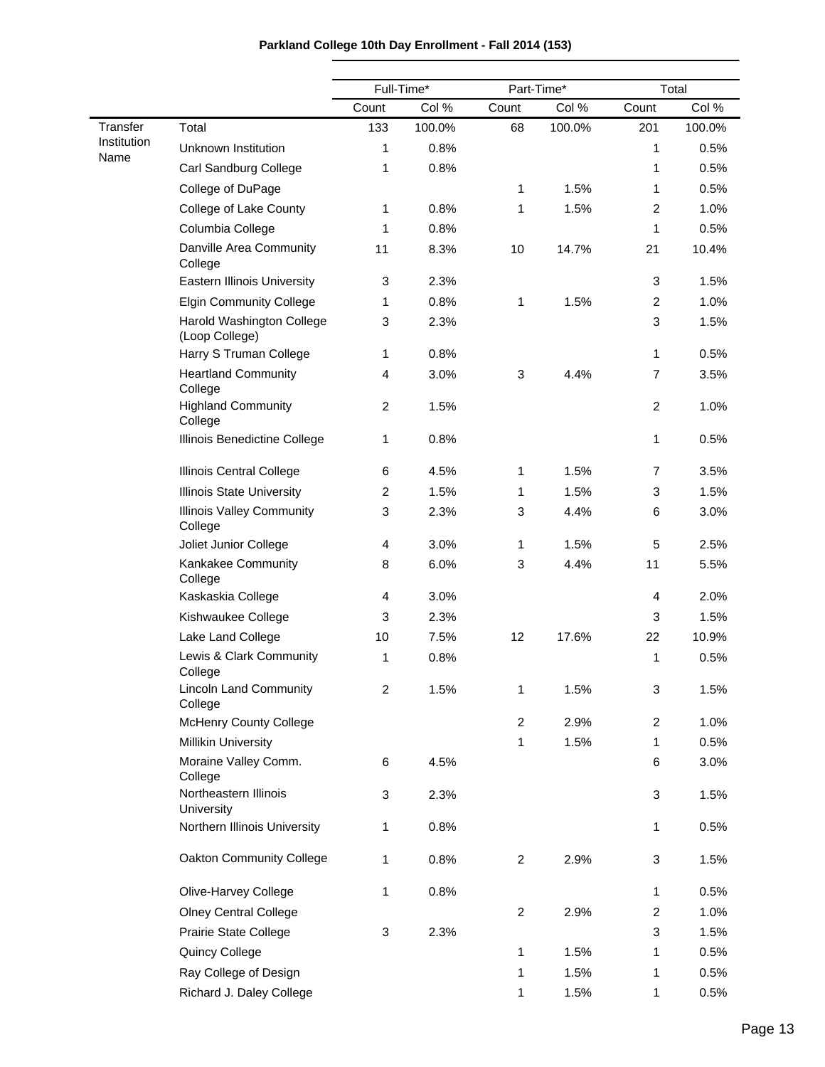**Parkland College 10th Day Enrollment - Fall 2014 (153)**

| | | Full-Time* | | Part-Time* | | Total | |
|---|---|---|---|---|---|---|---|
| | | Count | Col % | Count | Col % | Count | Col % |
| Transfer Institution Name | Total | 133 | 100.0% | 68 | 100.0% | 201 | 100.0% |
| | Unknown Institution | 1 | 0.8% | | | 1 | 0.5% |
| | Carl Sandburg College | 1 | 0.8% | | | 1 | 0.5% |
| | College of DuPage | | | 1 | 1.5% | 1 | 0.5% |
| | College of Lake County | 1 | 0.8% | 1 | 1.5% | 2 | 1.0% |
| | Columbia College | 1 | 0.8% | | | 1 | 0.5% |
| | Danville Area Community College | 11 | 8.3% | 10 | 14.7% | 21 | 10.4% |
| | Eastern Illinois University | 3 | 2.3% | | | 3 | 1.5% |
| | Elgin Community College | 1 | 0.8% | 1 | 1.5% | 2 | 1.0% |
| | Harold Washington College (Loop College) | 3 | 2.3% | | | 3 | 1.5% |
| | Harry S Truman College | 1 | 0.8% | | | 1 | 0.5% |
| | Heartland Community College | 4 | 3.0% | 3 | 4.4% | 7 | 3.5% |
| | Highland Community College | 2 | 1.5% | | | 2 | 1.0% |
| | Illinois Benedictine College | 1 | 0.8% | | | 1 | 0.5% |
| | Illinois Central College | 6 | 4.5% | 1 | 1.5% | 7 | 3.5% |
| | Illinois State University | 2 | 1.5% | 1 | 1.5% | 3 | 1.5% |
| | Illinois Valley Community College | 3 | 2.3% | 3 | 4.4% | 6 | 3.0% |
| | Joliet Junior College | 4 | 3.0% | 1 | 1.5% | 5 | 2.5% |
| | Kankakee Community College | 8 | 6.0% | 3 | 4.4% | 11 | 5.5% |
| | Kaskaskia College | 4 | 3.0% | | | 4 | 2.0% |
| | Kishwaukee College | 3 | 2.3% | | | 3 | 1.5% |
| | Lake Land College | 10 | 7.5% | 12 | 17.6% | 22 | 10.9% |
| | Lewis & Clark Community College | 1 | 0.8% | | | 1 | 0.5% |
| | Lincoln Land Community College | 2 | 1.5% | 1 | 1.5% | 3 | 1.5% |
| | McHenry County College | | | 2 | 2.9% | 2 | 1.0% |
| | Millikin University | | | 1 | 1.5% | 1 | 0.5% |
| | Moraine Valley Comm. College | 6 | 4.5% | | | 6 | 3.0% |
| | Northeastern Illinois University | 3 | 2.3% | | | 3 | 1.5% |
| | Northern Illinois University | 1 | 0.8% | | | 1 | 0.5% |
| | Oakton Community College | 1 | 0.8% | 2 | 2.9% | 3 | 1.5% |
| | Olive-Harvey College | 1 | 0.8% | | | 1 | 0.5% |
| | Olney Central College | | | 2 | 2.9% | 2 | 1.0% |
| | Prairie State College | 3 | 2.3% | | | 3 | 1.5% |
| | Quincy College | | | 1 | 1.5% | 1 | 0.5% |
| | Ray College of Design | | | 1 | 1.5% | 1 | 0.5% |
| | Richard J. Daley College | | | 1 | 1.5% | 1 | 0.5% |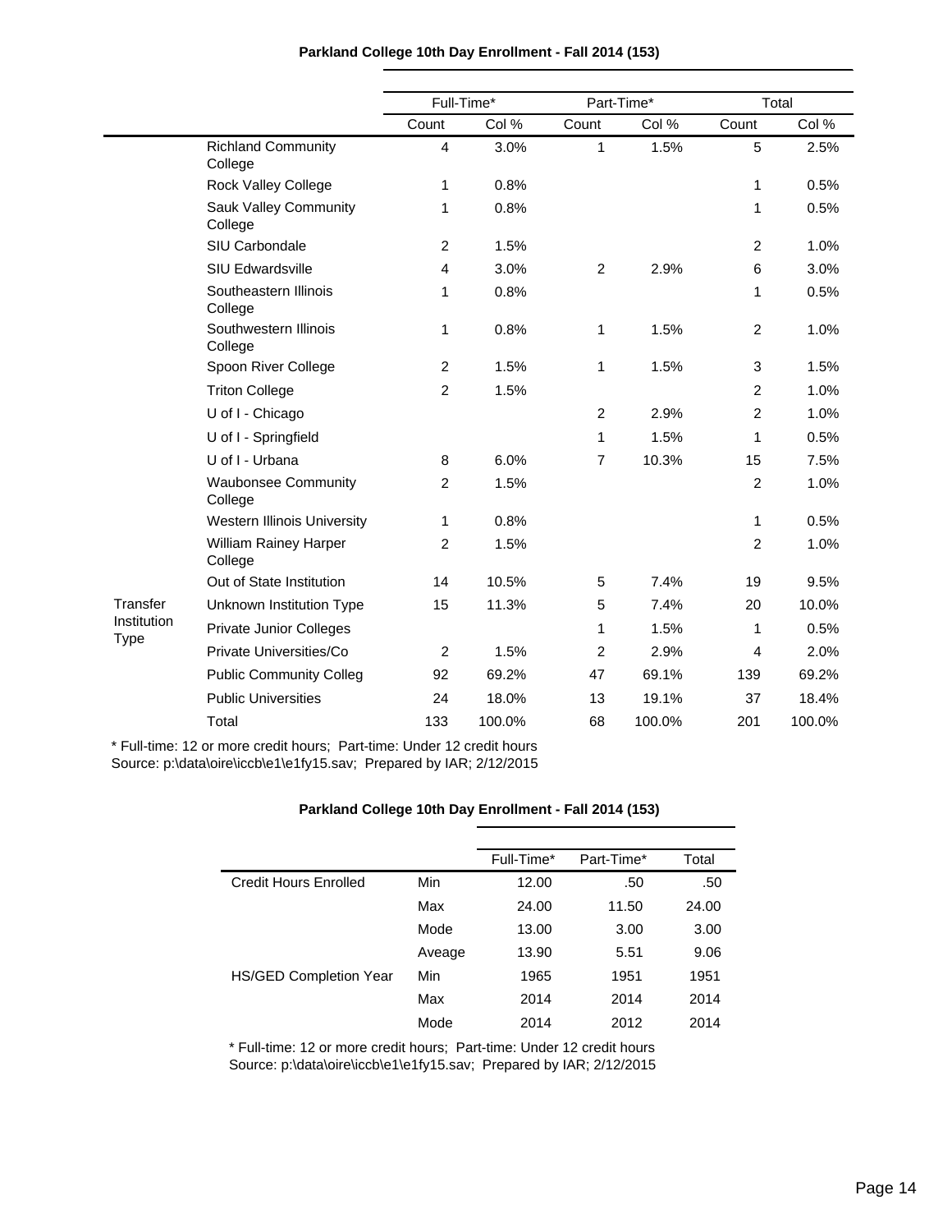**Parkland College 10th Day Enrollment - Fall 2014 (153)**

| | | Full-Time* | | Part-Time* | | Total | |
|---|---|---|---|---|---|---|---|
| | | Count | Col % | Count | Col % | Count | Col % |
| | Richland Community College | 4 | 3.0% | 1 | 1.5% | 5 | 2.5% |
| | Rock Valley College | 1 | 0.8% | | | 1 | 0.5% |
| | Sauk Valley Community College | 1 | 0.8% | | | 1 | 0.5% |
| | SIU Carbondale | 2 | 1.5% | | | 2 | 1.0% |
| | SIU Edwardsville | 4 | 3.0% | 2 | 2.9% | 6 | 3.0% |
| | Southeastern Illinois College | 1 | 0.8% | | | 1 | 0.5% |
| | Southwestern Illinois College | 1 | 0.8% | 1 | 1.5% | 2 | 1.0% |
| | Spoon River College | 2 | 1.5% | 1 | 1.5% | 3 | 1.5% |
| | Triton College | 2 | 1.5% | | | 2 | 1.0% |
| | U of I - Chicago | | | 2 | 2.9% | 2 | 1.0% |
| | U of I - Springfield | | | 1 | 1.5% | 1 | 0.5% |
| | U of I - Urbana | 8 | 6.0% | 7 | 10.3% | 15 | 7.5% |
| | Waubonsee Community College | 2 | 1.5% | | | 2 | 1.0% |
| | Western Illinois University | 1 | 0.8% | | | 1 | 0.5% |
| | William Rainey Harper College | 2 | 1.5% | | | 2 | 1.0% |
| | Out of State Institution | 14 | 10.5% | 5 | 7.4% | 19 | 9.5% |
| Transfer Institution Type | Unknown Institution Type | 15 | 11.3% | 5 | 7.4% | 20 | 10.0% |
| | Private Junior Colleges | | | 1 | 1.5% | 1 | 0.5% |
| | Private Universities/Co | 2 | 1.5% | 2 | 2.9% | 4 | 2.0% |
| | Public Community Colleg | 92 | 69.2% | 47 | 69.1% | 139 | 69.2% |
| | Public Universities | 24 | 18.0% | 13 | 19.1% | 37 | 18.4% |
| | Total | 133 | 100.0% | 68 | 100.0% | 201 | 100.0% |

* Full-time: 12 or more credit hours; Part-time: Under 12 credit hours
Source: p:\data\oire\iccb\e1\e1fy15.sav; Prepared by IAR; 2/12/2015

**Parkland College 10th Day Enrollment - Fall 2014 (153)**

| | | Full-Time* | Part-Time* | Total |
|---|---|---|---|---|
| Credit Hours Enrolled | Min | 12.00 | .50 | .50 |
| | Max | 24.00 | 11.50 | 24.00 |
| | Mode | 13.00 | 3.00 | 3.00 |
| | Aveage | 13.90 | 5.51 | 9.06 |
| HS/GED Completion Year | Min | 1965 | 1951 | 1951 |
| | Max | 2014 | 2014 | 2014 |
| | Mode | 2014 | 2012 | 2014 |

* Full-time: 12 or more credit hours; Part-time: Under 12 credit hours
Source: p:\data\oire\iccb\e1\e1fy15.sav; Prepared by IAR; 2/12/2015